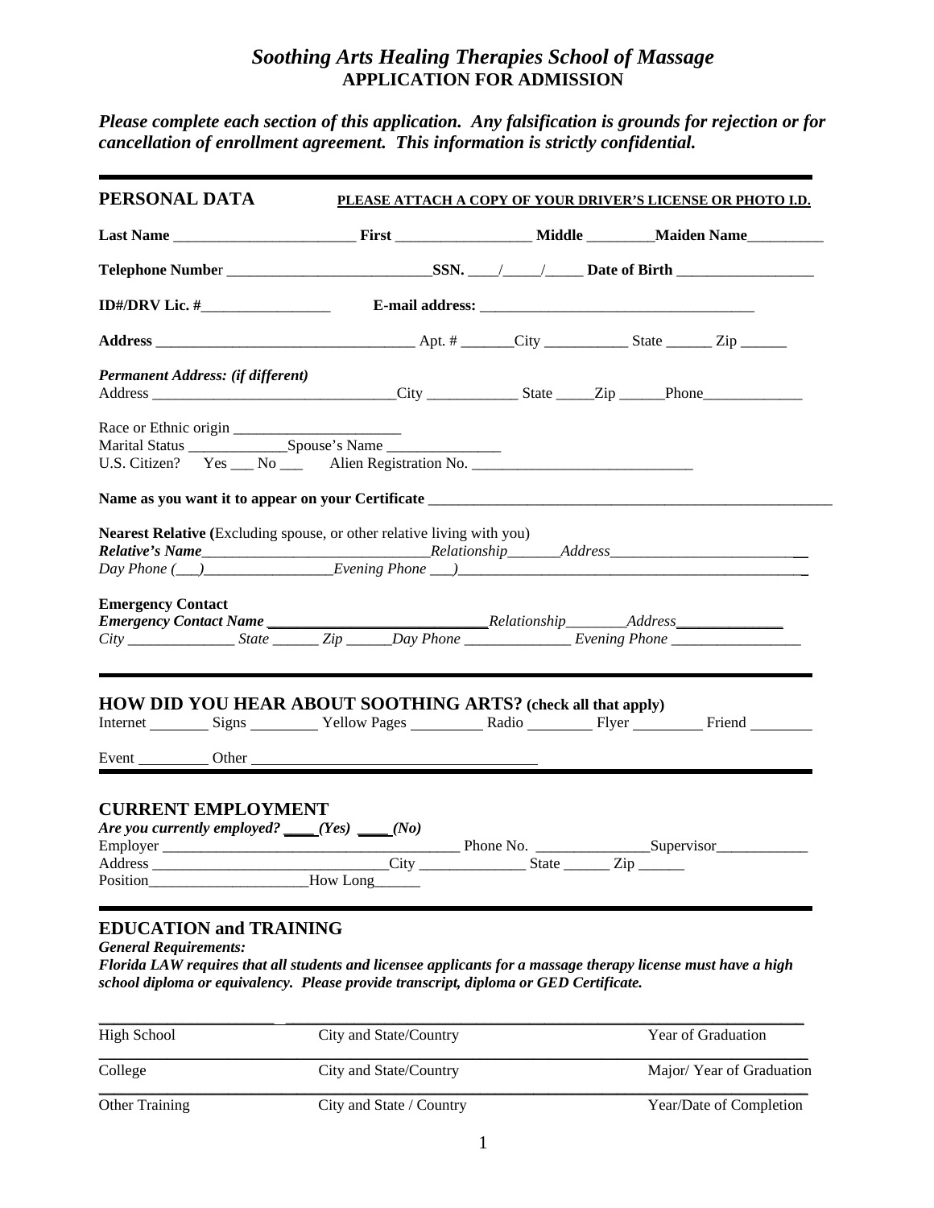# *Soothing Arts Healing Therapies School of Massage*

## APPLICATION FOR ADMISSION

***Please complete each section of this application. Any falsification is grounds for rejection or for cancellation of enrollment agreement. This information is strictly confidential.***

---

## PERSONAL DATA

**PLEASE ATTACH A COPY OF YOUR DRIVER'S LICENSE OR PHOTO I.D.**

**Last Name** ________________________ **First** __________________ **Middle** _________**Maiden Name**__________

**Telephone Number** ___________________________**SSN.** ____/_____/_____ **Date of Birth** __________________

**ID#/DRV Lic. #**_________________ **E-mail address:** ____________________________________

**Address** __________________________________ Apt. # _______City ___________ State ______ Zip ______

***Permanent Address: (if different)***
Address ________________________________City ____________ State _____Zip ______Phone_____________

Race or Ethnic origin ______________________
Marital Status _____________Spouse's Name _______________
U.S. Citizen? Yes ___ No ___ Alien Registration No. _____________________________

**Name as you want it to appear on your Certificate** _______________________________________________________

**Nearest Relative** (Excluding spouse, or other relative living with you)
***Relative's Name***_____________________________*Relationship*_______*Address*__________________________
*Day Phone (___)________________Evening Phone ___)______________________________________________*

**Emergency Contact**
***Emergency Contact Name*** ___________________________*Relationship*________*Address*______________
*City ______________ State ______ Zip ______Day Phone ______________ Evening Phone _________________*

---

## HOW DID YOU HEAR ABOUT SOOTHING ARTS? (check all that apply)

Internet ________ Signs _________ Yellow Pages _________ Radio ________ Flyer _________ Friend ________

Event _________ Other ____________________________________

---

## CURRENT EMPLOYMENT

***Are you currently employed? ____(Yes) ____(No)***
Employer ________________________________________ Phone No. _______________Supervisor____________
Address ______________________________City ______________ State ______ Zip ______
Position_____________________How Long______

---

## EDUCATION and TRAINING

***General Requirements:***
***Florida LAW requires that all students and licensee applicants for a massage therapy license must have a high school diploma or equivalency. Please provide transcript, diploma or GED Certificate.***

____________________________________________________________________________________

High School | City and State/Country | Year of Graduation

____________________________________________________________________________________

College | City and State/Country | Major/ Year of Graduation

____________________________________________________________________________________

Other Training | City and State / Country | Year/Date of Completion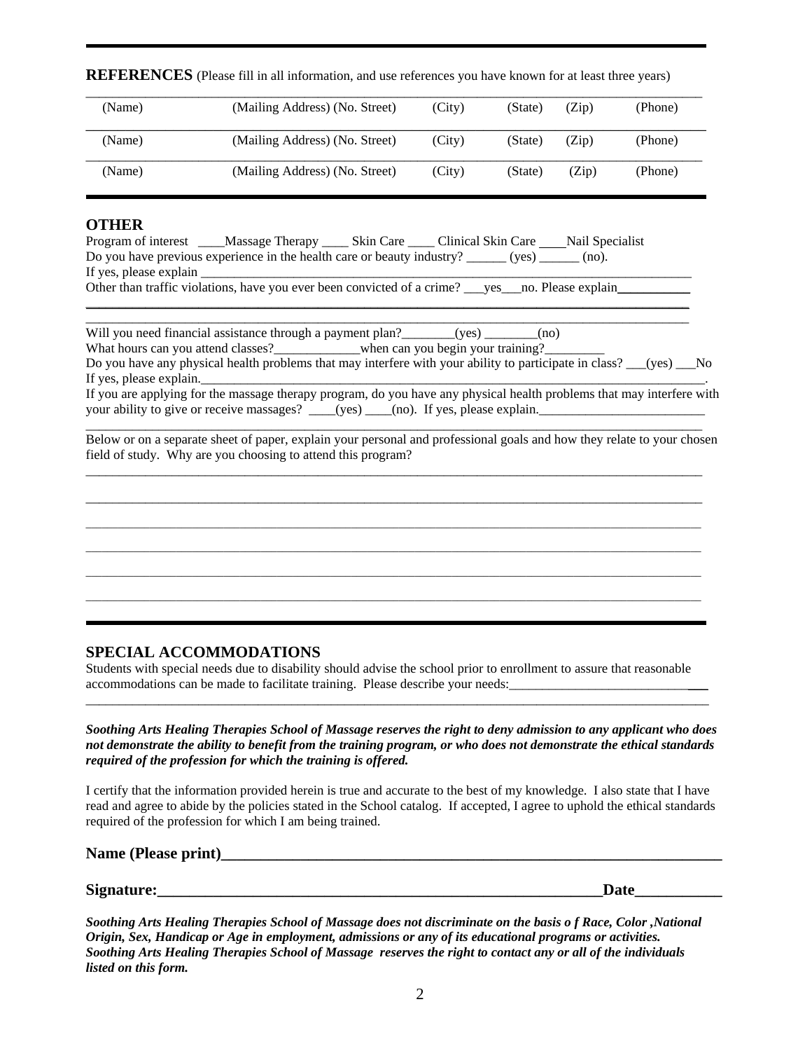**REFERENCES** (Please fill in all information, and use references you have known for at least three years)

| | | | | | |
|---|---|---|---|---|---|
| (Name) | (Mailing Address) (No. Street) | (City) | (State) | (Zip) | (Phone) |
| (Name) | (Mailing Address) (No. Street) | (City) | (State) | (Zip) | (Phone) |
| (Name) | (Mailing Address) (No. Street) | (City) | (State) | (Zip) | (Phone) |

## OTHER

Program of interest ____Massage Therapy ____ Skin Care ____ Clinical Skin Care ____Nail Specialist

Do you have previous experience in the health care or beauty industry? ______ (yes) ______ (no).

If yes, please explain ______________________________________________________________________________

Other than traffic violations, have you ever been convicted of a crime? ___yes___no. Please explain___________

_____________________________________________________________________________________________

_____________________________________________________________________________________________

Will you need financial assistance through a payment plan?________(yes) ________(no)

What hours can you attend classes?_____________when can you begin your training?_________

Do you have any physical health problems that may interfere with your ability to participate in class? ___(yes) ___No

If yes, please explain.____________________________________________________________________________.

If you are applying for the massage therapy program, do you have any physical health problems that may interfere with your ability to give or receive massages? ____(yes) ____(no). If yes, please explain._________________________

_____________________________________________________________________________________________

Below or on a separate sheet of paper, explain your personal and professional goals and how they relate to your chosen field of study. Why are you choosing to attend this program?

_____________________________________________________________________________________________

_____________________________________________________________________________________________

_____________________________________________________________________________________________

_____________________________________________________________________________________________

_____________________________________________________________________________________________

_____________________________________________________________________________________________

## SPECIAL ACCOMMODATIONS

Students with special needs due to disability should advise the school prior to enrollment to assure that reasonable accommodations can be made to facilitate training. Please describe your needs:______________________________

_____________________________________________________________________________________________

***Soothing Arts Healing Therapies School of Massage reserves the right to deny admission to any applicant who does not demonstrate the ability to benefit from the training program, or who does not demonstrate the ethical standards required of the profession for which the training is offered.***

I certify that the information provided herein is true and accurate to the best of my knowledge. I also state that I have read and agree to abide by the policies stated in the School catalog. If accepted, I agree to uphold the ethical standards required of the profession for which I am being trained.

**Name (Please print)___________________________________________________________________**

**Signature:_________________________________________________________Date___________**

***Soothing Arts Healing Therapies School of Massage does not discriminate on the basis o f Race, Color ,National Origin, Sex, Handicap or Age in employment, admissions or any of its educational programs or activities. Soothing Arts Healing Therapies School of Massage reserves the right to contact any or all of the individuals listed on this form.***